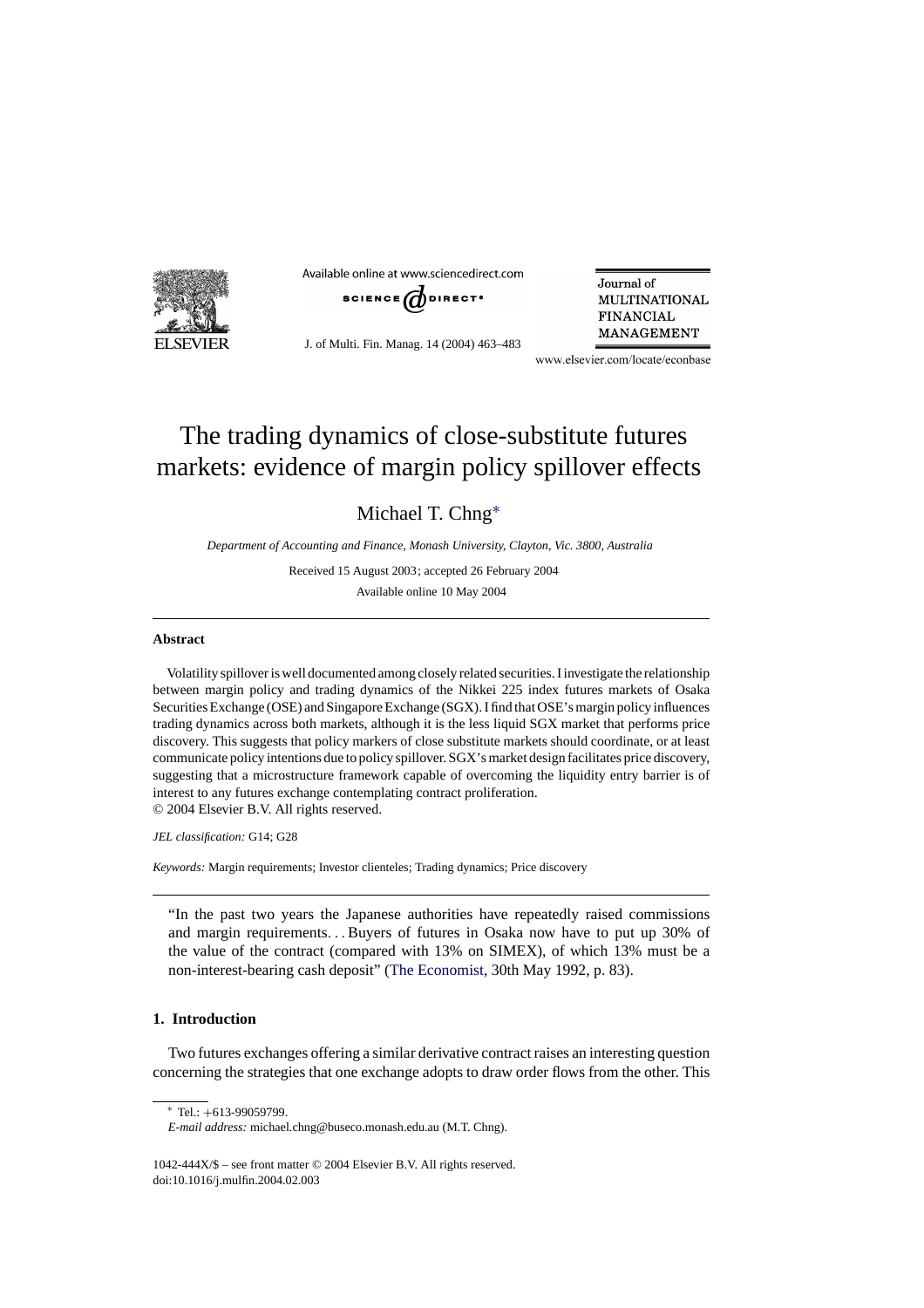# The trading dynamics of close-substitute futures markets: evidence of margin policy spillover effects

Michael T. Chng*

*Department of Accounting and Finance, Monash University, Clayton, Vic. 3800, Australia*

Received 15 August 2003; accepted 26 February 2004

Available online 10 May 2004

---

**Abstract**

Volatility spillover is well documented among closely related securities. I investigate the relationship between margin policy and trading dynamics of the Nikkei 225 index futures markets of Osaka Securities Exchange (OSE) and Singapore Exchange (SGX). I find that OSE's margin policy influences trading dynamics across both markets, although it is the less liquid SGX market that performs price discovery. This suggests that policy markers of close substitute markets should coordinate, or at least communicate policy intentions due to policy spillover. SGX's market design facilitates price discovery, suggesting that a microstructure framework capable of overcoming the liquidity entry barrier is of interest to any futures exchange contemplating contract proliferation.

© 2004 Elsevier B.V. All rights reserved.

*JEL classification:* G14; G28

*Keywords:* Margin requirements; Investor clienteles; Trading dynamics; Price discovery

---

> "In the past two years the Japanese authorities have repeatedly raised commissions and margin requirements... Buyers of futures in Osaka now have to put up 30% of the value of the contract (compared with 13% on SIMEX), of which 13% must be a non-interest-bearing cash deposit" (The Economist, 30th May 1992, p. 83).

## 1. Introduction

Two futures exchanges offering a similar derivative contract raises an interesting question concerning the strategies that one exchange adopts to draw order flows from the other. This

---

* Tel.: +613-99059799.

*E-mail address:* michael.chng@buseco.monash.edu.au (M.T. Chng).

1042-444X/$ – see front matter © 2004 Elsevier B.V. All rights reserved.
doi:10.1016/j.mulfin.2004.02.003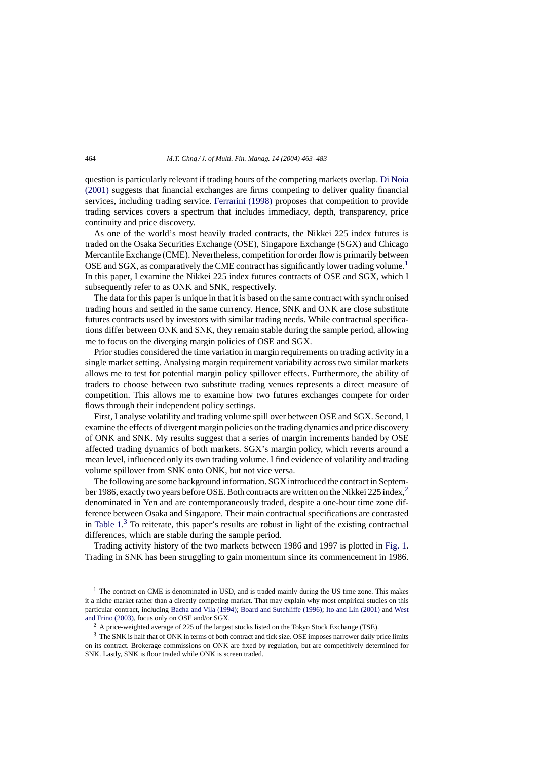question is particularly relevant if trading hours of the competing markets overlap. Di Noia (2001) suggests that financial exchanges are firms competing to deliver quality financial services, including trading service. Ferrarini (1998) proposes that competition to provide trading services covers a spectrum that includes immediacy, depth, transparency, price continuity and price discovery.

As one of the world's most heavily traded contracts, the Nikkei 225 index futures is traded on the Osaka Securities Exchange (OSE), Singapore Exchange (SGX) and Chicago Mercantile Exchange (CME). Nevertheless, competition for order flow is primarily between OSE and SGX, as comparatively the CME contract has significantly lower trading volume.[1] In this paper, I examine the Nikkei 225 index futures contracts of OSE and SGX, which I subsequently refer to as ONK and SNK, respectively.

The data for this paper is unique in that it is based on the same contract with synchronised trading hours and settled in the same currency. Hence, SNK and ONK are close substitute futures contracts used by investors with similar trading needs. While contractual specifications differ between ONK and SNK, they remain stable during the sample period, allowing me to focus on the diverging margin policies of OSE and SGX.

Prior studies considered the time variation in margin requirements on trading activity in a single market setting. Analysing margin requirement variability across two similar markets allows me to test for potential margin policy spillover effects. Furthermore, the ability of traders to choose between two substitute trading venues represents a direct measure of competition. This allows me to examine how two futures exchanges compete for order flows through their independent policy settings.

First, I analyse volatility and trading volume spill over between OSE and SGX. Second, I examine the effects of divergent margin policies on the trading dynamics and price discovery of ONK and SNK. My results suggest that a series of margin increments handed by OSE affected trading dynamics of both markets. SGX's margin policy, which reverts around a mean level, influenced only its own trading volume. I find evidence of volatility and trading volume spillover from SNK onto ONK, but not vice versa.

The following are some background information. SGX introduced the contract in September 1986, exactly two years before OSE. Both contracts are written on the Nikkei 225 index,[2] denominated in Yen and are contemporaneously traded, despite a one-hour time zone difference between Osaka and Singapore. Their main contractual specifications are contrasted in Table 1.[3] To reiterate, this paper's results are robust in light of the existing contractual differences, which are stable during the sample period.

Trading activity history of the two markets between 1986 and 1997 is plotted in Fig. 1. Trading in SNK has been struggling to gain momentum since its commencement in 1986.

---

[1] The contract on CME is denominated in USD, and is traded mainly during the US time zone. This makes it a niche market rather than a directly competing market. That may explain why most empirical studies on this particular contract, including Bacha and Vila (1994); Board and Sutchliffe (1996); Ito and Lin (2001) and West and Frino (2003), focus only on OSE and/or SGX.

[2] A price-weighted average of 225 of the largest stocks listed on the Tokyo Stock Exchange (TSE).

[3] The SNK is half that of ONK in terms of both contract and tick size. OSE imposes narrower daily price limits on its contract. Brokerage commissions on ONK are fixed by regulation, but are competitively determined for SNK. Lastly, SNK is floor traded while ONK is screen traded.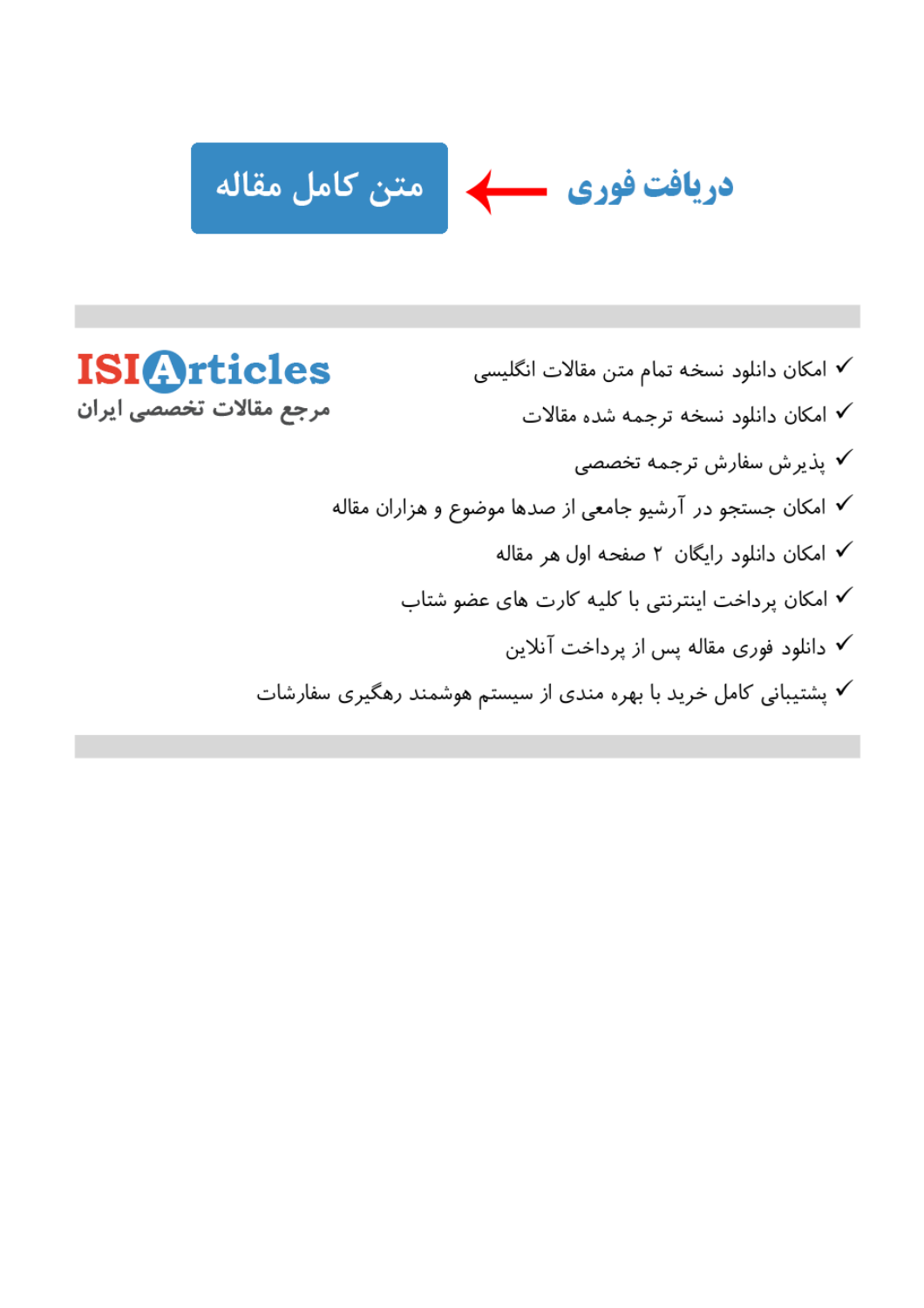دریافت فوری ← **متن کامل مقاله**

**ISIArticles**
مرجع مقالات تخصصی ایران

- ✓ امکان دانلود نسخه تمام متن مقالات انگلیسی
- ✓ امکان دانلود نسخه ترجمه شده مقالات
- ✓ پذیرش سفارش ترجمه تخصصی
- ✓ امکان جستجو در آرشیو جامعی از صدها موضوع و هزاران مقاله
- ✓ امکان دانلود رایگان ۲ صفحه اول هر مقاله
- ✓ امکان پرداخت اینترنتی با کلیه کارت های عضو شتاب
- ✓ دانلود فوری مقاله پس از پرداخت آنلاین
- ✓ پشتیبانی کامل خرید با بهره مندی از سیستم هوشمند رهگیری سفارشات